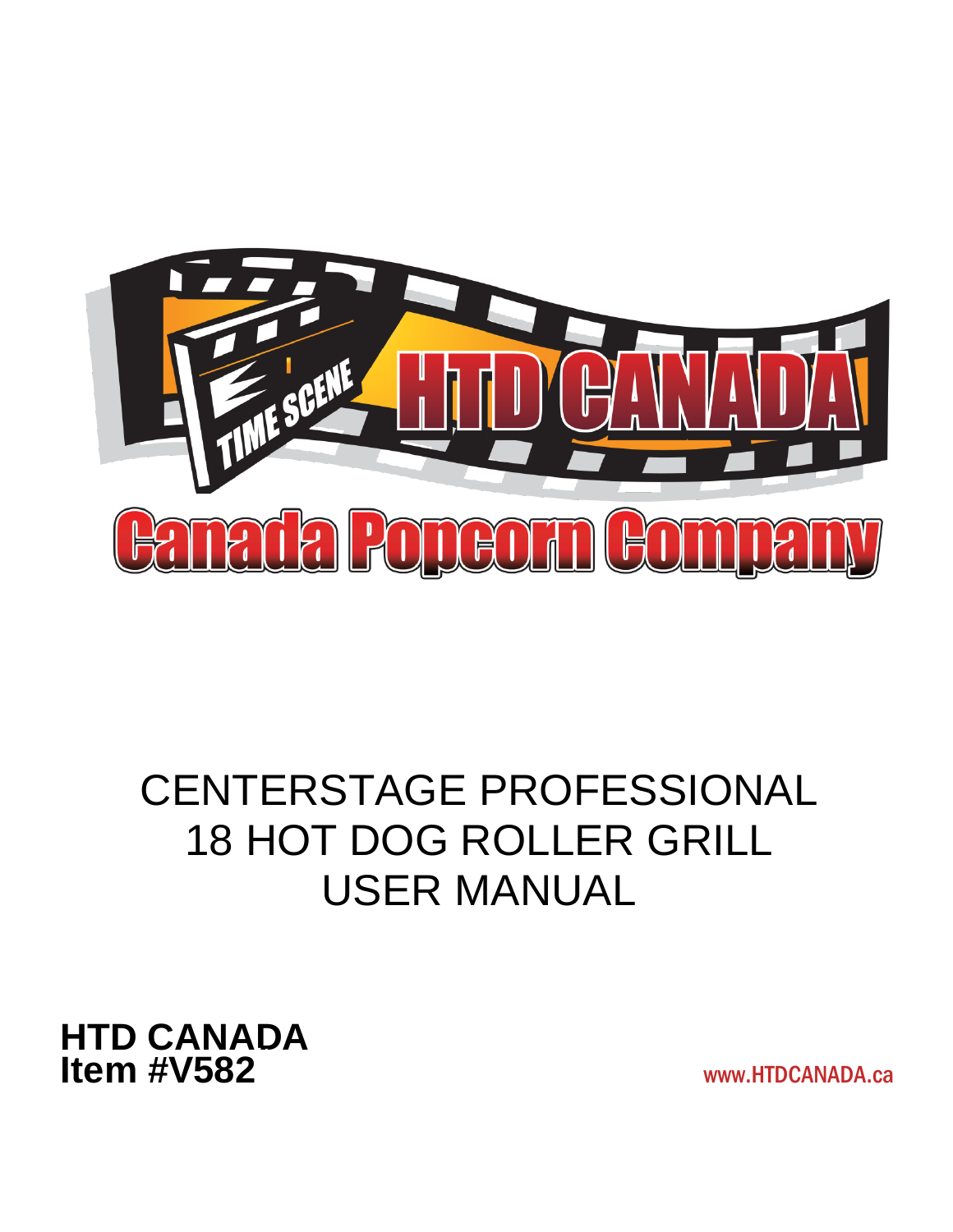HTD CANADA

TIME SCENE

Canada Popcorn Company

# CENTERSTAGE PROFESSIONAL 18 HOT DOG ROLLER GRILL USER MANUAL

**HTD CANADA**
**Item #V582**

www.HTDCANADA.ca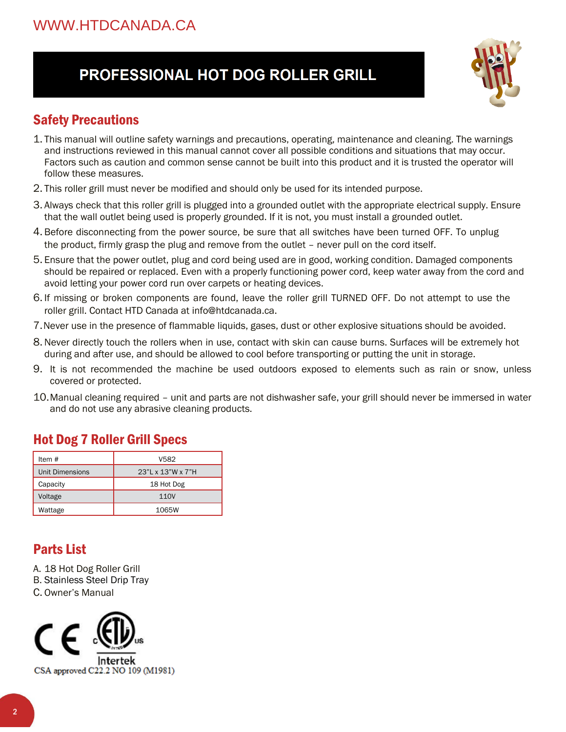WWW.HTDCANADA.CA

# PROFESSIONAL HOT DOG ROLLER GRILL

## Safety Precautions

1. This manual will outline safety warnings and precautions, operating, maintenance and cleaning. The warnings and instructions reviewed in this manual cannot cover all possible conditions and situations that may occur. Factors such as caution and common sense cannot be built into this product and it is trusted the operator will follow these measures.
2. This roller grill must never be modified and should only be used for its intended purpose.
3. Always check that this roller grill is plugged into a grounded outlet with the appropriate electrical supply. Ensure that the wall outlet being used is properly grounded. If it is not, you must install a grounded outlet.
4. Before disconnecting from the power source, be sure that all switches have been turned OFF. To unplug the product, firmly grasp the plug and remove from the outlet – never pull on the cord itself.
5. Ensure that the power outlet, plug and cord being used are in good, working condition. Damaged components should be repaired or replaced. Even with a properly functioning power cord, keep water away from the cord and avoid letting your power cord run over carpets or heating devices.
6. If missing or broken components are found, leave the roller grill TURNED OFF. Do not attempt to use the roller grill. Contact HTD Canada at info@htdcanada.ca.
7. Never use in the presence of flammable liquids, gases, dust or other explosive situations should be avoided.
8. Never directly touch the rollers when in use, contact with skin can cause burns. Surfaces will be extremely hot during and after use, and should be allowed to cool before transporting or putting the unit in storage.
9. It is not recommended the machine be used outdoors exposed to elements such as rain or snow, unless covered or protected.
10. Manual cleaning required – unit and parts are not dishwasher safe, your grill should never be immersed in water and do not use any abrasive cleaning products.

## Hot Dog 7 Roller Grill Specs

| Item # | V582 |
|---|---|
| Unit Dimensions | 23"L x 13"W x 7"H |
| Capacity | 18 Hot Dog |
| Voltage | 110V |
| Wattage | 1065W |

## Parts List

A. 18 Hot Dog Roller Grill
B. Stainless Steel Drip Tray
C. Owner's Manual

CE

Intertek

CSA approved C22.2 NO 109 (M1981)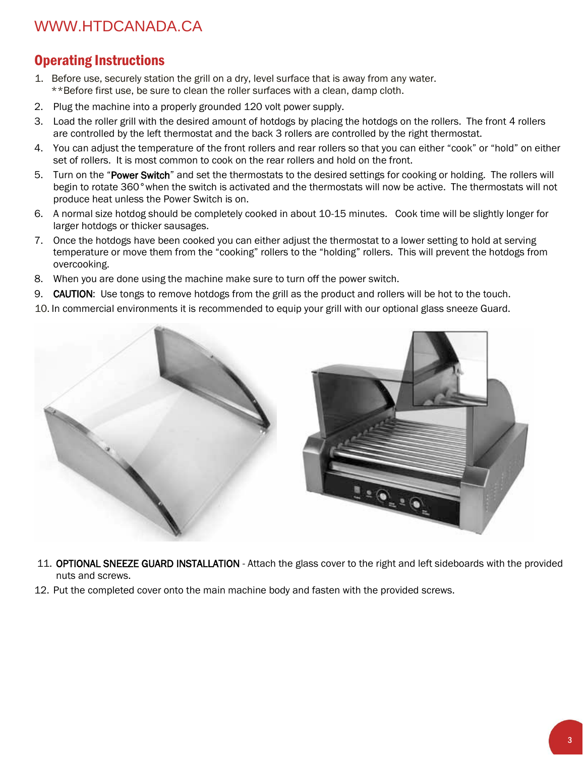## Operating Instructions

1. Before use, securely station the grill on a dry, level surface that is away from any water.
   **Before first use, be sure to clean the roller surfaces with a clean, damp cloth.
2. Plug the machine into a properly grounded 120 volt power supply.
3. Load the roller grill with the desired amount of hotdogs by placing the hotdogs on the rollers. The front 4 rollers are controlled by the left thermostat and the back 3 rollers are controlled by the right thermostat.
4. You can adjust the temperature of the front rollers and rear rollers so that you can either "cook" or "hold" on either set of rollers. It is most common to cook on the rear rollers and hold on the front.
5. Turn on the "**Power Switch**" and set the thermostats to the desired settings for cooking or holding. The rollers will begin to rotate 360° when the switch is activated and the thermostats will now be active. The thermostats will not produce heat unless the Power Switch is on.
6. A normal size hotdog should be completely cooked in about 10-15 minutes. Cook time will be slightly longer for larger hotdogs or thicker sausages.
7. Once the hotdogs have been cooked you can either adjust the thermostat to a lower setting to hold at serving temperature or move them from the "cooking" rollers to the "holding" rollers. This will prevent the hotdogs from overcooking.
8. When you are done using the machine make sure to turn off the power switch.
9. **CAUTION**: Use tongs to remove hotdogs from the grill as the product and rollers will be hot to the touch.
10. In commercial environments it is recommended to equip your grill with our optional glass sneeze Guard.
11. **OPTIONAL SNEEZE GUARD INSTALLATION** - Attach the glass cover to the right and left sideboards with the provided nuts and screws.
12. Put the completed cover onto the main machine body and fasten with the provided screws.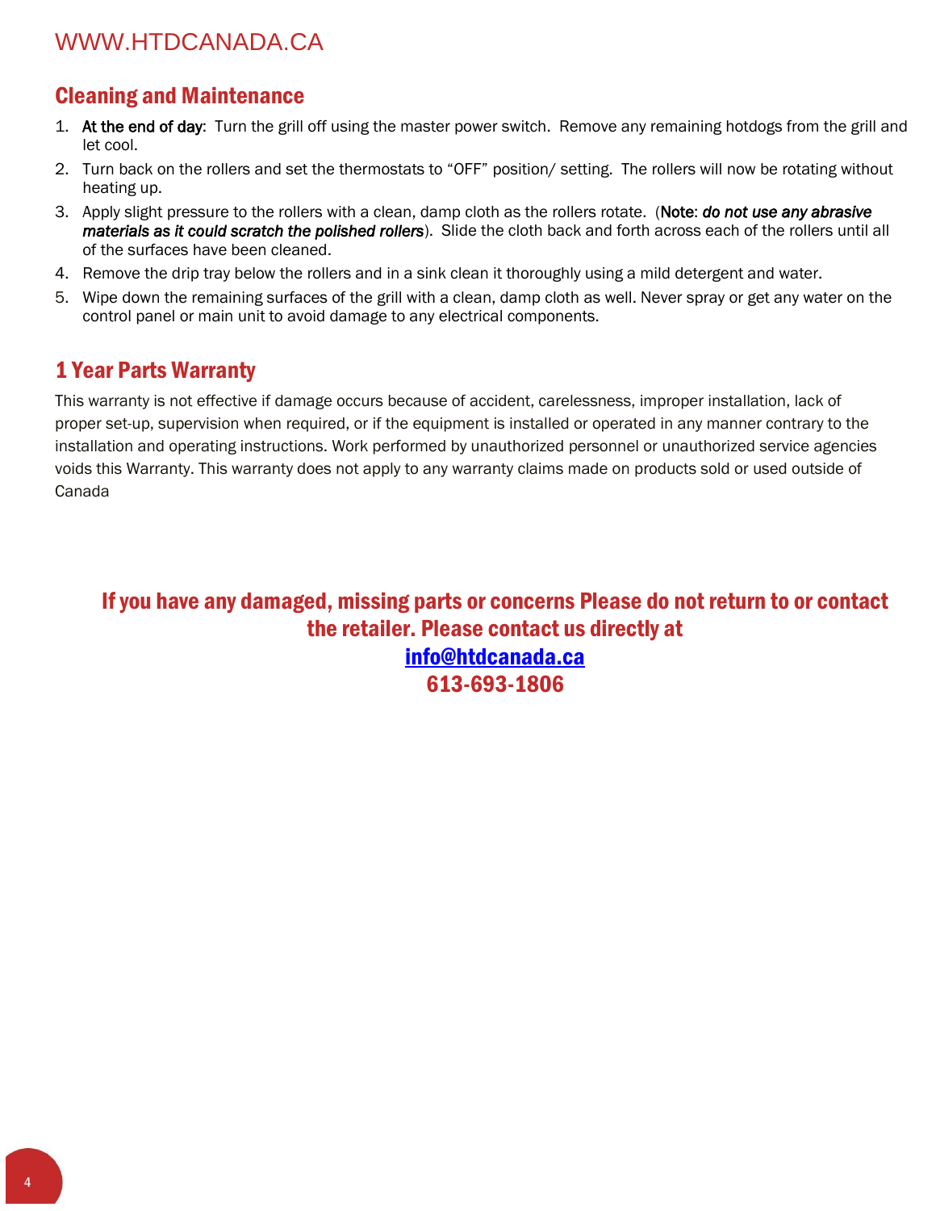## Cleaning and Maintenance

1. **At the end of day**: Turn the grill off using the master power switch. Remove any remaining hotdogs from the grill and let cool.
2. Turn back on the rollers and set the thermostats to "OFF" position/ setting. The rollers will now be rotating without heating up.
3. Apply slight pressure to the rollers with a clean, damp cloth as the rollers rotate. (**Note**: ***do not use any abrasive materials as it could scratch the polished rollers***). Slide the cloth back and forth across each of the rollers until all of the surfaces have been cleaned.
4. Remove the drip tray below the rollers and in a sink clean it thoroughly using a mild detergent and water.
5. Wipe down the remaining surfaces of the grill with a clean, damp cloth as well. Never spray or get any water on the control panel or main unit to avoid damage to any electrical components.

## 1 Year Parts Warranty

This warranty is not effective if damage occurs because of accident, carelessness, improper installation, lack of proper set-up, supervision when required, or if the equipment is installed or operated in any manner contrary to the installation and operating instructions. Work performed by unauthorized personnel or unauthorized service agencies voids this Warranty. This warranty does not apply to any warranty claims made on products sold or used outside of Canada

**If you have any damaged, missing parts or concerns Please do not return to or contact the retailer. Please contact us directly at**

**info@htdcanada.ca**

**613-693-1806**